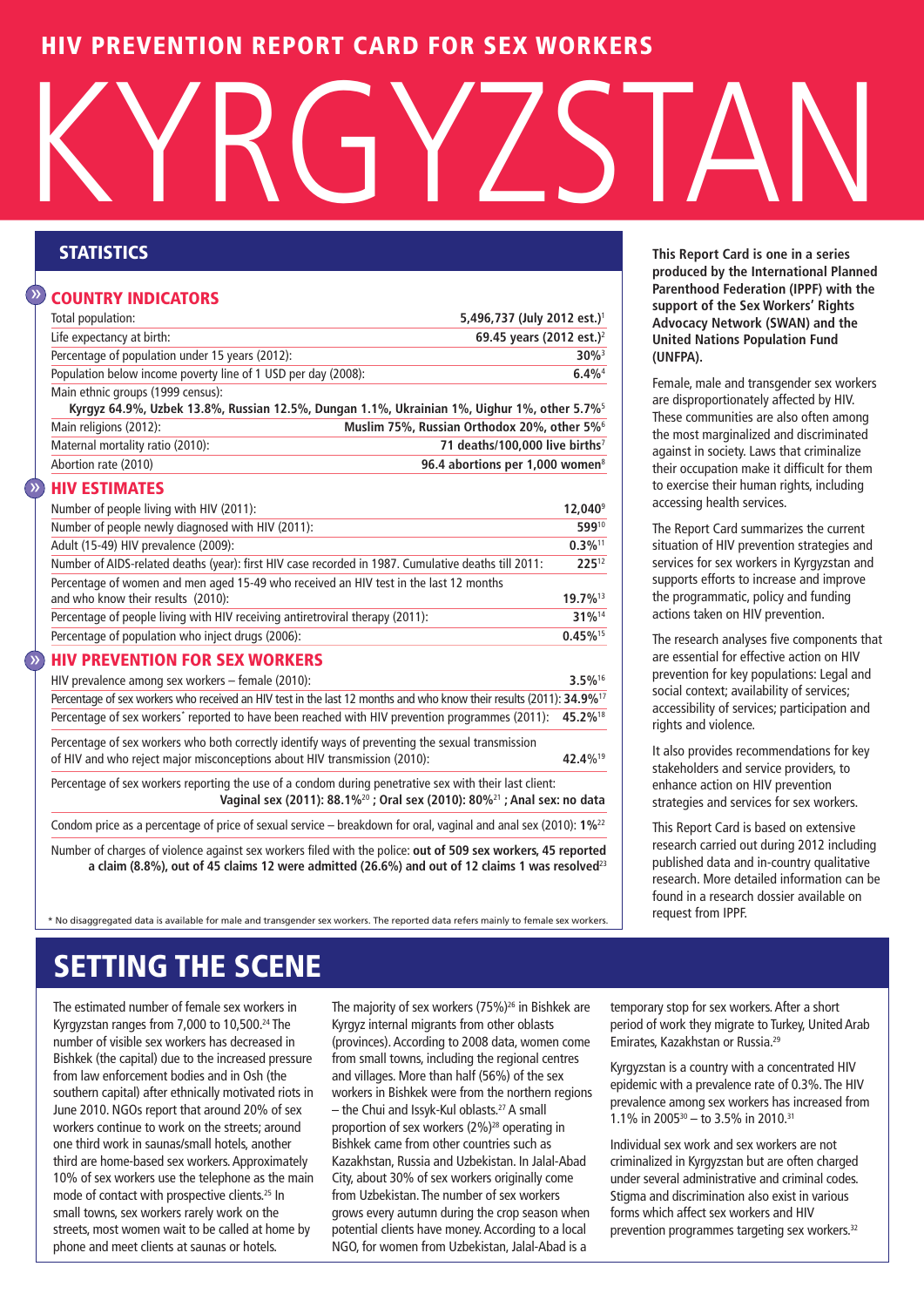# HIV PREVENTION REPORT CARD FOR SEX WORKERS

# KYRGYZSTAN

## STATISTICS

### COUNTRY INDICATORS

| Indicator | Value |
|---|---|
| Total population: | 5,496,737 (July 2012 est.)[1] |
| Life expectancy at birth: | 69.45 years (2012 est.)[2] |
| Percentage of population under 15 years (2012): | 30%[3] |
| Population below income poverty line of 1 USD per day (2008): | 6.4%[4] |
| Main ethnic groups (1999 census): | Kyrgyz 64.9%, Uzbek 13.8%, Russian 12.5%, Dungan 1.1%, Ukrainian 1%, Uighur 1%, other 5.7%[5] |
| Main religions (2012): | Muslim 75%, Russian Orthodox 20%, other 5%[6] |
| Maternal mortality ratio (2010): | 71 deaths/100,000 live births[7] |
| Abortion rate (2010) | 96.4 abortions per 1,000 women[8] |

### HIV ESTIMATES

| Indicator | Value |
|---|---|
| Number of people living with HIV (2011): | 12,040[9] |
| Number of people newly diagnosed with HIV (2011): | 599[10] |
| Adult (15-49) HIV prevalence (2009): | 0.3%[11] |
| Number of AIDS-related deaths (year): first HIV case recorded in 1987. Cumulative deaths till 2011: | 225[12] |
| Percentage of women and men aged 15-49 who received an HIV test in the last 12 months and who know their results (2010): | 19.7%[13] |
| Percentage of people living with HIV receiving antiretroviral therapy (2011): | 31%[14] |
| Percentage of population who inject drugs (2006): | 0.45%[15] |

### HIV PREVENTION FOR SEX WORKERS

| Indicator | Value |
|---|---|
| HIV prevalence among sex workers – female (2010): | 3.5%[16] |
| Percentage of sex workers who received an HIV test in the last 12 months and who know their results (2011): | 34.9%[17] |
| Percentage of sex workers* reported to have been reached with HIV prevention programmes (2011): | 45.2%[18] |
| Percentage of sex workers who both correctly identify ways of preventing the sexual transmission of HIV and who reject major misconceptions about HIV transmission (2010): | 42.4%[19] |
| Percentage of sex workers reporting the use of a condom during penetrative sex with their last client: | Vaginal sex (2011): 88.1%[20] ; Oral sex (2010): 80%[21] ; Anal sex: no data |
| Condom price as a percentage of price of sexual service – breakdown for oral, vaginal and anal sex (2010): | 1%[22] |
| Number of charges of violence against sex workers filed with the police: | out of 509 sex workers, 45 reported a claim (8.8%), out of 45 claims 12 were admitted (26.6%) and out of 12 claims 1 was resolved[23] |

\* No disaggregated data is available for male and transgender sex workers. The reported data refers mainly to female sex workers.

**This Report Card is one in a series produced by the International Planned Parenthood Federation (IPPF) with the support of the Sex Workers' Rights Advocacy Network (SWAN) and the United Nations Population Fund (UNFPA).**

Female, male and transgender sex workers are disproportionately affected by HIV. These communities are also often among the most marginalized and discriminated against in society. Laws that criminalize their occupation make it difficult for them to exercise their human rights, including accessing health services.

The Report Card summarizes the current situation of HIV prevention strategies and services for sex workers in Kyrgyzstan and supports efforts to increase and improve the programmatic, policy and funding actions taken on HIV prevention.

The research analyses five components that are essential for effective action on HIV prevention for key populations: Legal and social context; availability of services; accessibility of services; participation and rights and violence.

It also provides recommendations for key stakeholders and service providers, to enhance action on HIV prevention strategies and services for sex workers.

This Report Card is based on extensive research carried out during 2012 including published data and in-country qualitative research. More detailed information can be found in a research dossier available on request from IPPF.

## SETTING THE SCENE

The estimated number of female sex workers in Kyrgyzstan ranges from 7,000 to 10,500.[24] The number of visible sex workers has decreased in Bishkek (the capital) due to the increased pressure from law enforcement bodies and in Osh (the southern capital) after ethnically motivated riots in June 2010. NGOs report that around 20% of sex workers continue to work on the streets; around one third work in saunas/small hotels, another third are home-based sex workers. Approximately 10% of sex workers use the telephone as the main mode of contact with prospective clients.[25] In small towns, sex workers rarely work on the streets, most women wait to be called at home by phone and meet clients at saunas or hotels.

The majority of sex workers (75%)[26] in Bishkek are Kyrgyz internal migrants from other oblasts (provinces). According to 2008 data, women come from small towns, including the regional centres and villages. More than half (56%) of the sex workers in Bishkek were from the northern regions – the Chui and Issyk-Kul oblasts.[27] A small proportion of sex workers (2%)[28] operating in Bishkek came from other countries such as Kazakhstan, Russia and Uzbekistan. In Jalal-Abad City, about 30% of sex workers originally come from Uzbekistan. The number of sex workers grows every autumn during the crop season when potential clients have money. According to a local NGO, for women from Uzbekistan, Jalal-Abad is a temporary stop for sex workers. After a short period of work they migrate to Turkey, United Arab Emirates, Kazakhstan or Russia.[29]

Kyrgyzstan is a country with a concentrated HIV epidemic with a prevalence rate of 0.3%. The HIV prevalence among sex workers has increased from 1.1% in 2005[30] – to 3.5% in 2010.[31]

Individual sex work and sex workers are not criminalized in Kyrgyzstan but are often charged under several administrative and criminal codes. Stigma and discrimination also exist in various forms which affect sex workers and HIV prevention programmes targeting sex workers.[32]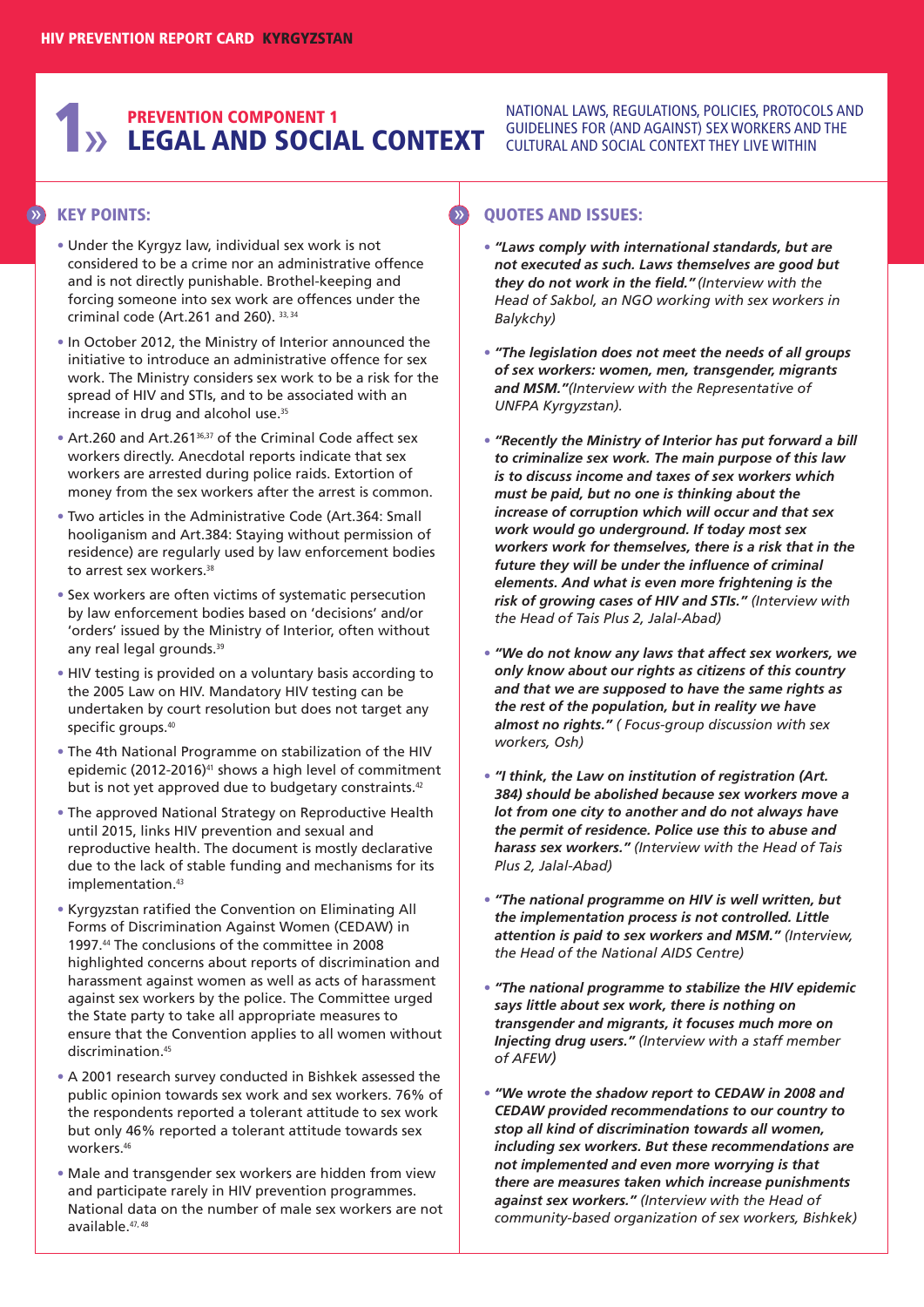# 1 » PREVENTION COMPONENT 1 LEGAL AND SOCIAL CONTEXT

NATIONAL LAWS, REGULATIONS, POLICIES, PROTOCOLS AND GUIDELINES FOR (AND AGAINST) SEX WORKERS AND THE CULTURAL AND SOCIAL CONTEXT THEY LIVE WITHIN

## KEY POINTS:

- Under the Kyrgyz law, individual sex work is not considered to be a crime nor an administrative offence and is not directly punishable. Brothel-keeping and forcing someone into sex work are offences under the criminal code (Art.261 and 260). [33, 34]
- In October 2012, the Ministry of Interior announced the initiative to introduce an administrative offence for sex work. The Ministry considers sex work to be a risk for the spread of HIV and STIs, and to be associated with an increase in drug and alcohol use.[35]
- Art.260 and Art.261[36,37] of the Criminal Code affect sex workers directly. Anecdotal reports indicate that sex workers are arrested during police raids. Extortion of money from the sex workers after the arrest is common.
- Two articles in the Administrative Code (Art.364: Small hooliganism and Art.384: Staying without permission of residence) are regularly used by law enforcement bodies to arrest sex workers.[38]
- Sex workers are often victims of systematic persecution by law enforcement bodies based on 'decisions' and/or 'orders' issued by the Ministry of Interior, often without any real legal grounds.[39]
- HIV testing is provided on a voluntary basis according to the 2005 Law on HIV. Mandatory HIV testing can be undertaken by court resolution but does not target any specific groups.[40]
- The 4th National Programme on stabilization of the HIV epidemic (2012-2016)[41] shows a high level of commitment but is not yet approved due to budgetary constraints.[42]
- The approved National Strategy on Reproductive Health until 2015, links HIV prevention and sexual and reproductive health. The document is mostly declarative due to the lack of stable funding and mechanisms for its implementation.[43]
- Kyrgyzstan ratified the Convention on Eliminating All Forms of Discrimination Against Women (CEDAW) in 1997.[44] The conclusions of the committee in 2008 highlighted concerns about reports of discrimination and harassment against women as well as acts of harassment against sex workers by the police. The Committee urged the State party to take all appropriate measures to ensure that the Convention applies to all women without discrimination.[45]
- A 2001 research survey conducted in Bishkek assessed the public opinion towards sex work and sex workers. 76% of the respondents reported a tolerant attitude to sex work but only 46% reported a tolerant attitude towards sex workers.[46]
- Male and transgender sex workers are hidden from view and participate rarely in HIV prevention programmes. National data on the number of male sex workers are not available.[47, 48]

## QUOTES AND ISSUES:

- ***"Laws comply with international standards, but are not executed as such. Laws themselves are good but they do not work in the field."*** *(Interview with the Head of Sakbol, an NGO working with sex workers in Balykchy)*
- ***"The legislation does not meet the needs of all groups of sex workers: women, men, transgender, migrants and MSM."*** *(Interview with the Representative of UNFPA Kyrgyzstan).*
- ***"Recently the Ministry of Interior has put forward a bill to criminalize sex work. The main purpose of this law is to discuss income and taxes of sex workers which must be paid, but no one is thinking about the increase of corruption which will occur and that sex work would go underground. If today most sex workers work for themselves, there is a risk that in the future they will be under the influence of criminal elements. And what is even more frightening is the risk of growing cases of HIV and STIs."*** *(Interview with the Head of Tais Plus 2, Jalal-Abad)*
- ***"We do not know any laws that affect sex workers, we only know about our rights as citizens of this country and that we are supposed to have the same rights as the rest of the population, but in reality we have almost no rights."*** *( Focus-group discussion with sex workers, Osh)*
- ***"I think, the Law on institution of registration (Art. 384) should be abolished because sex workers move a lot from one city to another and do not always have the permit of residence. Police use this to abuse and harass sex workers."*** *(Interview with the Head of Tais Plus 2, Jalal-Abad)*
- ***"The national programme on HIV is well written, but the implementation process is not controlled. Little attention is paid to sex workers and MSM."*** *(Interview, the Head of the National AIDS Centre)*
- ***"The national programme to stabilize the HIV epidemic says little about sex work, there is nothing on transgender and migrants, it focuses much more on Injecting drug users."*** *(Interview with a staff member of AFEW)*
- ***"We wrote the shadow report to CEDAW in 2008 and CEDAW provided recommendations to our country to stop all kind of discrimination towards all women, including sex workers. But these recommendations are not implemented and even more worrying is that there are measures taken which increase punishments against sex workers."*** *(Interview with the Head of community-based organization of sex workers, Bishkek)*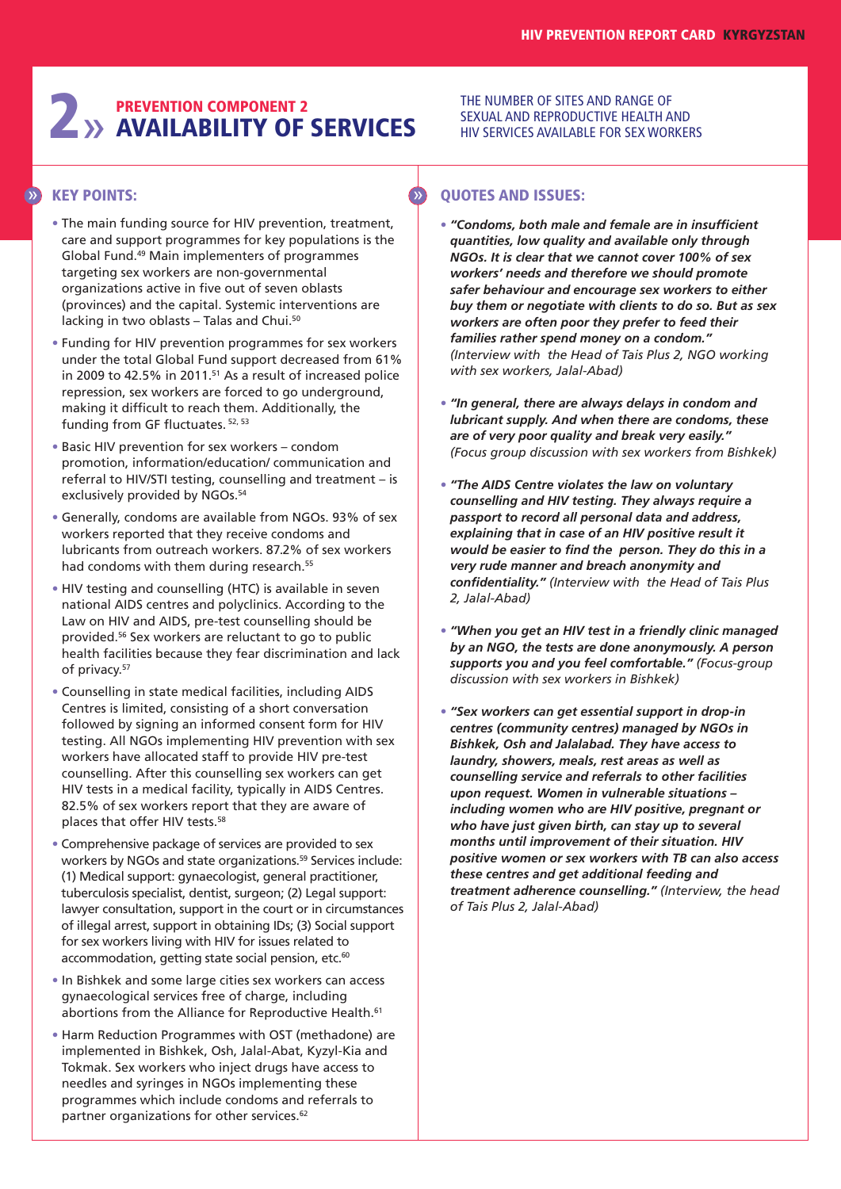# 2 » PREVENTION COMPONENT 2 AVAILABILITY OF SERVICES

THE NUMBER OF SITES AND RANGE OF SEXUAL AND REPRODUCTIVE HEALTH AND HIV SERVICES AVAILABLE FOR SEX WORKERS

## KEY POINTS:

- The main funding source for HIV prevention, treatment, care and support programmes for key populations is the Global Fund.[49] Main implementers of programmes targeting sex workers are non-governmental organizations active in five out of seven oblasts (provinces) and the capital. Systemic interventions are lacking in two oblasts – Talas and Chui.[50]
- Funding for HIV prevention programmes for sex workers under the total Global Fund support decreased from 61% in 2009 to 42.5% in 2011.[51] As a result of increased police repression, sex workers are forced to go underground, making it difficult to reach them. Additionally, the funding from GF fluctuates.[52, 53]
- Basic HIV prevention for sex workers – condom promotion, information/education/ communication and referral to HIV/STI testing, counselling and treatment – is exclusively provided by NGOs.[54]
- Generally, condoms are available from NGOs. 93% of sex workers reported that they receive condoms and lubricants from outreach workers. 87.2% of sex workers had condoms with them during research.[55]
- HIV testing and counselling (HTC) is available in seven national AIDS centres and polyclinics. According to the Law on HIV and AIDS, pre-test counselling should be provided.[56] Sex workers are reluctant to go to public health facilities because they fear discrimination and lack of privacy.[57]
- Counselling in state medical facilities, including AIDS Centres is limited, consisting of a short conversation followed by signing an informed consent form for HIV testing. All NGOs implementing HIV prevention with sex workers have allocated staff to provide HIV pre-test counselling. After this counselling sex workers can get HIV tests in a medical facility, typically in AIDS Centres. 82.5% of sex workers report that they are aware of places that offer HIV tests.[58]
- Comprehensive package of services are provided to sex workers by NGOs and state organizations.[59] Services include: (1) Medical support: gynaecologist, general practitioner, tuberculosis specialist, dentist, surgeon; (2) Legal support: lawyer consultation, support in the court or in circumstances of illegal arrest, support in obtaining IDs; (3) Social support for sex workers living with HIV for issues related to accommodation, getting state social pension, etc.[60]
- In Bishkek and some large cities sex workers can access gynaecological services free of charge, including abortions from the Alliance for Reproductive Health.[61]
- Harm Reduction Programmes with OST (methadone) are implemented in Bishkek, Osh, Jalal-Abat, Kyzyl-Kia and Tokmak. Sex workers who inject drugs have access to needles and syringes in NGOs implementing these programmes which include condoms and referrals to partner organizations for other services.[62]

## QUOTES AND ISSUES:

- ***"Condoms, both male and female are in insufficient quantities, low quality and available only through NGOs. It is clear that we cannot cover 100% of sex workers' needs and therefore we should promote safer behaviour and encourage sex workers to either buy them or negotiate with clients to do so. But as sex workers are often poor they prefer to feed their families rather spend money on a condom."*** *(Interview with the Head of Tais Plus 2, NGO working with sex workers, Jalal-Abad)*
- ***"In general, there are always delays in condom and lubricant supply. And when there are condoms, these are of very poor quality and break very easily."*** *(Focus group discussion with sex workers from Bishkek)*
- ***"The AIDS Centre violates the law on voluntary counselling and HIV testing. They always require a passport to record all personal data and address, explaining that in case of an HIV positive result it would be easier to find the person. They do this in a very rude manner and breach anonymity and confidentiality."*** *(Interview with the Head of Tais Plus 2, Jalal-Abad)*
- ***"When you get an HIV test in a friendly clinic managed by an NGO, the tests are done anonymously. A person supports you and you feel comfortable."*** *(Focus-group discussion with sex workers in Bishkek)*
- ***"Sex workers can get essential support in drop-in centres (community centres) managed by NGOs in Bishkek, Osh and Jalalabad. They have access to laundry, showers, meals, rest areas as well as counselling service and referrals to other facilities upon request. Women in vulnerable situations – including women who are HIV positive, pregnant or who have just given birth, can stay up to several months until improvement of their situation. HIV positive women or sex workers with TB can also access these centres and get additional feeding and treatment adherence counselling."*** *(Interview, the head of Tais Plus 2, Jalal-Abad)*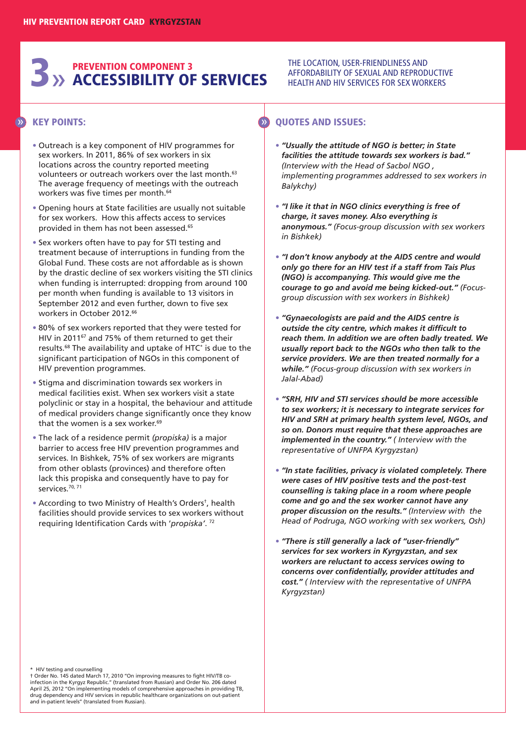# 3 » PREVENTION COMPONENT 3 ACCESSIBILITY OF SERVICES

THE LOCATION, USER-FRIENDLINESS AND AFFORDABILITY OF SEXUAL AND REPRODUCTIVE HEALTH AND HIV SERVICES FOR SEX WORKERS

## KEY POINTS:

- Outreach is a key component of HIV programmes for sex workers. In 2011, 86% of sex workers in six locations across the country reported meeting volunteers or outreach workers over the last month.[63] The average frequency of meetings with the outreach workers was five times per month.[64]
- Opening hours at State facilities are usually not suitable for sex workers. How this affects access to services provided in them has not been assessed.[65]
- Sex workers often have to pay for STI testing and treatment because of interruptions in funding from the Global Fund. These costs are not affordable as is shown by the drastic decline of sex workers visiting the STI clinics when funding is interrupted: dropping from around 100 per month when funding is available to 13 visitors in September 2012 and even further, down to five sex workers in October 2012.[66]
- 80% of sex workers reported that they were tested for HIV in 2011[67] and 75% of them returned to get their results.[68] The availability and uptake of HTC* is due to the significant participation of NGOs in this component of HIV prevention programmes.
- Stigma and discrimination towards sex workers in medical facilities exist. When sex workers visit a state polyclinic or stay in a hospital, the behaviour and attitude of medical providers change significantly once they know that the women is a sex worker.[69]
- The lack of a residence permit *(propiska)* is a major barrier to access free HIV prevention programmes and services. In Bishkek, 75% of sex workers are migrants from other oblasts (provinces) and therefore often lack this propiska and consequently have to pay for services.[70, 71]
- According to two Ministry of Health's Orders†, health facilities should provide services to sex workers without requiring Identification Cards with '*propiska*'. [72]

## QUOTES AND ISSUES:

- ***"Usually the attitude of NGO is better; in State facilities the attitude towards sex workers is bad."*** *(Interview with the Head of Sacbol NGO , implementing programmes addressed to sex workers in Balykchy)*
- ***"I like it that in NGO clinics everything is free of charge, it saves money. Also everything is anonymous."*** *(Focus-group discussion with sex workers in Bishkek)*
- ***"I don't know anybody at the AIDS centre and would only go there for an HIV test if a staff from Tais Plus (NGO) is accompanying. This would give me the courage to go and avoid me being kicked-out."*** *(Focus-group discussion with sex workers in Bishkek)*
- ***"Gynaecologists are paid and the AIDS centre is outside the city centre, which makes it difficult to reach them. In addition we are often badly treated. We usually report back to the NGOs who then talk to the service providers. We are then treated normally for a while."*** *(Focus-group discussion with sex workers in Jalal-Abad)*
- ***"SRH, HIV and STI services should be more accessible to sex workers; it is necessary to integrate services for HIV and SRH at primary health system level, NGOs, and so on. Donors must require that these approaches are implemented in the country."*** *( Interview with the representative of UNFPA Kyrgyzstan)*
- ***"In state facilities, privacy is violated completely. There were cases of HIV positive tests and the post-test counselling is taking place in a room where people come and go and the sex worker cannot have any proper discussion on the results."*** *(Interview with the Head of Podruga, NGO working with sex workers, Osh)*
- ***"There is still generally a lack of "user-friendly" services for sex workers in Kyrgyzstan, and sex workers are reluctant to access services owing to concerns over confidentially, provider attitudes and cost."*** *( Interview with the representative of UNFPA Kyrgyzstan)*

---

\* HIV testing and counselling
† Order No. 145 dated March 17, 2010 "On improving measures to fight HIV/TB co-infection in the Kyrgyz Republic." (translated from Russian) and Order No. 206 dated April 25, 2012 "On implementing models of comprehensive approaches in providing TB, drug dependency and HIV services in republic healthcare organizations on out-patient and in-patient levels" (translated from Russian).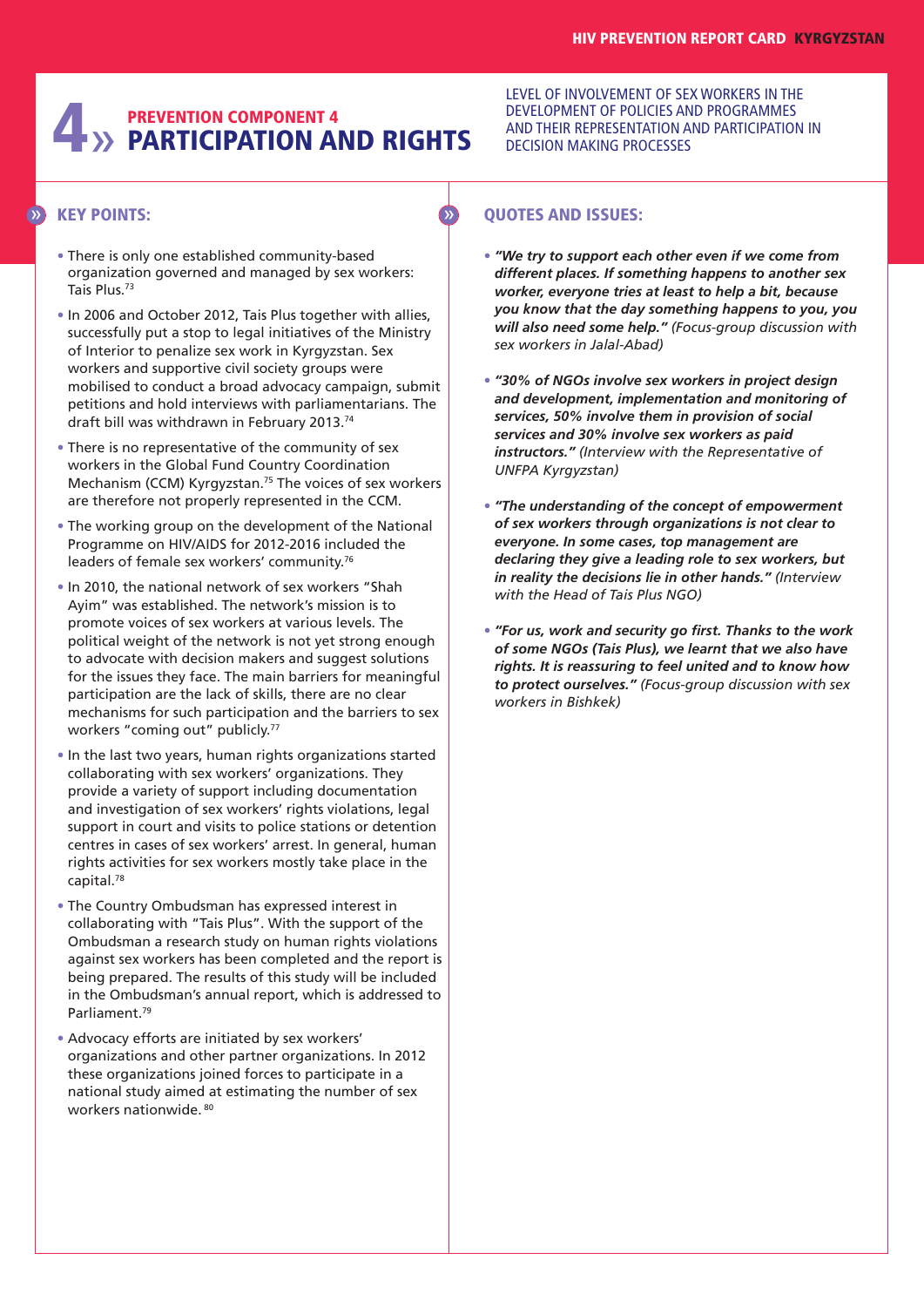# 4 » PREVENTION COMPONENT 4 PARTICIPATION AND RIGHTS

LEVEL OF INVOLVEMENT OF SEX WORKERS IN THE DEVELOPMENT OF POLICIES AND PROGRAMMES AND THEIR REPRESENTATION AND PARTICIPATION IN DECISION MAKING PROCESSES

## KEY POINTS:

- There is only one established community-based organization governed and managed by sex workers: Tais Plus.[73]
- In 2006 and October 2012, Tais Plus together with allies, successfully put a stop to legal initiatives of the Ministry of Interior to penalize sex work in Kyrgyzstan. Sex workers and supportive civil society groups were mobilised to conduct a broad advocacy campaign, submit petitions and hold interviews with parliamentarians. The draft bill was withdrawn in February 2013.[74]
- There is no representative of the community of sex workers in the Global Fund Country Coordination Mechanism (CCM) Kyrgyzstan.[75] The voices of sex workers are therefore not properly represented in the CCM.
- The working group on the development of the National Programme on HIV/AIDS for 2012-2016 included the leaders of female sex workers' community.[76]
- In 2010, the national network of sex workers "Shah Ayim" was established. The network's mission is to promote voices of sex workers at various levels. The political weight of the network is not yet strong enough to advocate with decision makers and suggest solutions for the issues they face. The main barriers for meaningful participation are the lack of skills, there are no clear mechanisms for such participation and the barriers to sex workers "coming out" publicly.[77]
- In the last two years, human rights organizations started collaborating with sex workers' organizations. They provide a variety of support including documentation and investigation of sex workers' rights violations, legal support in court and visits to police stations or detention centres in cases of sex workers' arrest. In general, human rights activities for sex workers mostly take place in the capital.[78]
- The Country Ombudsman has expressed interest in collaborating with "Tais Plus". With the support of the Ombudsman a research study on human rights violations against sex workers has been completed and the report is being prepared. The results of this study will be included in the Ombudsman's annual report, which is addressed to Parliament.[79]
- Advocacy efforts are initiated by sex workers' organizations and other partner organizations. In 2012 these organizations joined forces to participate in a national study aimed at estimating the number of sex workers nationwide.[80]

## QUOTES AND ISSUES:

- ***"We try to support each other even if we come from different places. If something happens to another sex worker, everyone tries at least to help a bit, because you know that the day something happens to you, you will also need some help."*** *(Focus-group discussion with sex workers in Jalal-Abad)*
- ***"30% of NGOs involve sex workers in project design and development, implementation and monitoring of services, 50% involve them in provision of social services and 30% involve sex workers as paid instructors."*** *(Interview with the Representative of UNFPA Kyrgyzstan)*
- ***"The understanding of the concept of empowerment of sex workers through organizations is not clear to everyone. In some cases, top management are declaring they give a leading role to sex workers, but in reality the decisions lie in other hands."*** *(Interview with the Head of Tais Plus NGO)*
- ***"For us, work and security go first. Thanks to the work of some NGOs (Tais Plus), we learnt that we also have rights. It is reassuring to feel united and to know how to protect ourselves."*** *(Focus-group discussion with sex workers in Bishkek)*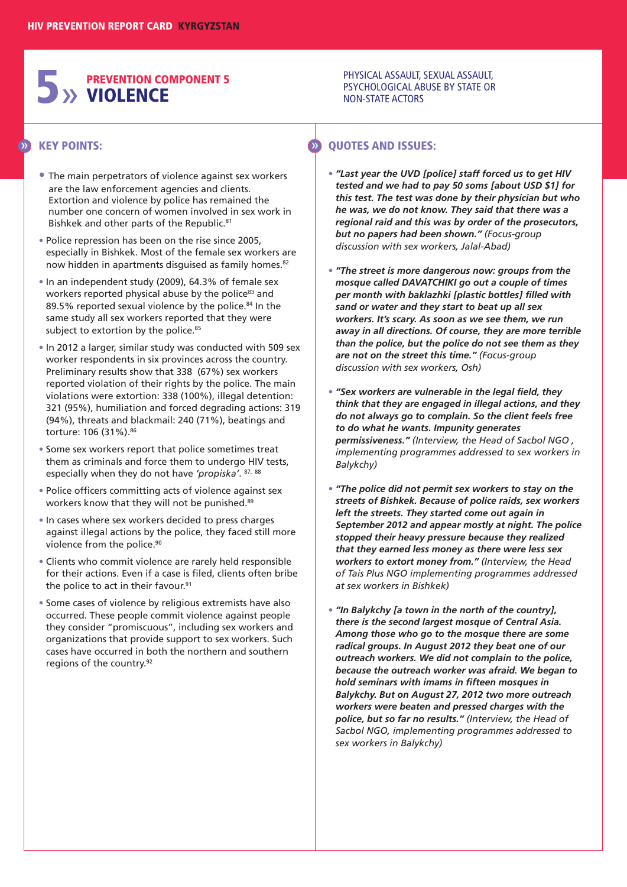# 5 » PREVENTION COMPONENT 5 VIOLENCE

PHYSICAL ASSAULT, SEXUAL ASSAULT, PSYCHOLOGICAL ABUSE BY STATE OR NON-STATE ACTORS

## KEY POINTS:

- The main perpetrators of violence against sex workers are the law enforcement agencies and clients. Extortion and violence by police has remained the number one concern of women involved in sex work in Bishkek and other parts of the Republic.[81]
- Police repression has been on the rise since 2005, especially in Bishkek. Most of the female sex workers are now hidden in apartments disguised as family homes.[82]
- In an independent study (2009), 64.3% of female sex workers reported physical abuse by the police[83] and 89.5% reported sexual violence by the police.[84] In the same study all sex workers reported that they were subject to extortion by the police.[85]
- In 2012 a larger, similar study was conducted with 509 sex worker respondents in six provinces across the country. Preliminary results show that 338 (67%) sex workers reported violation of their rights by the police. The main violations were extortion: 338 (100%), illegal detention: 321 (95%), humiliation and forced degrading actions: 319 (94%), threats and blackmail: 240 (71%), beatings and torture: 106 (31%).[86]
- Some sex workers report that police sometimes treat them as criminals and force them to undergo HIV tests, especially when they do not have *'propiska'*.[87, 88]
- Police officers committing acts of violence against sex workers know that they will not be punished.[89]
- In cases where sex workers decided to press charges against illegal actions by the police, they faced still more violence from the police.[90]
- Clients who commit violence are rarely held responsible for their actions. Even if a case is filed, clients often bribe the police to act in their favour.[91]
- Some cases of violence by religious extremists have also occurred. These people commit violence against people they consider "promiscuous", including sex workers and organizations that provide support to sex workers. Such cases have occurred in both the northern and southern regions of the country.[92]

## QUOTES AND ISSUES:

- ***"Last year the UVD [police] staff forced us to get HIV tested and we had to pay 50 soms [about USD $1] for this test. The test was done by their physician but who he was, we do not know. They said that there was a regional raid and this was by order of the prosecutors, but no papers had been shown."*** *(Focus-group discussion with sex workers, Jalal-Abad)*
- ***"The street is more dangerous now: groups from the mosque called DAVATCHIKI go out a couple of times per month with baklazhki [plastic bottles] filled with sand or water and they start to beat up all sex workers. It's scary. As soon as we see them, we run away in all directions. Of course, they are more terrible than the police, but the police do not see them as they are not on the street this time."*** *(Focus-group discussion with sex workers, Osh)*
- ***"Sex workers are vulnerable in the legal field, they think that they are engaged in illegal actions, and they do not always go to complain. So the client feels free to do what he wants. Impunity generates permissiveness."*** *(Interview, the Head of Sacbol NGO , implementing programmes addressed to sex workers in Balykchy)*
- ***"The police did not permit sex workers to stay on the streets of Bishkek. Because of police raids, sex workers left the streets. They started come out again in September 2012 and appear mostly at night. The police stopped their heavy pressure because they realized that they earned less money as there were less sex workers to extort money from."*** *(Interview, the Head of Tais Plus NGO implementing programmes addressed at sex workers in Bishkek)*
- ***"In Balykchy [a town in the north of the country], there is the second largest mosque of Central Asia. Among those who go to the mosque there are some radical groups. In August 2012 they beat one of our outreach workers. We did not complain to the police, because the outreach worker was afraid. We began to hold seminars with imams in fifteen mosques in Balykchy. But on August 27, 2012 two more outreach workers were beaten and pressed charges with the police, but so far no results."*** *(Interview, the Head of Sacbol NGO, implementing programmes addressed to sex workers in Balykchy)*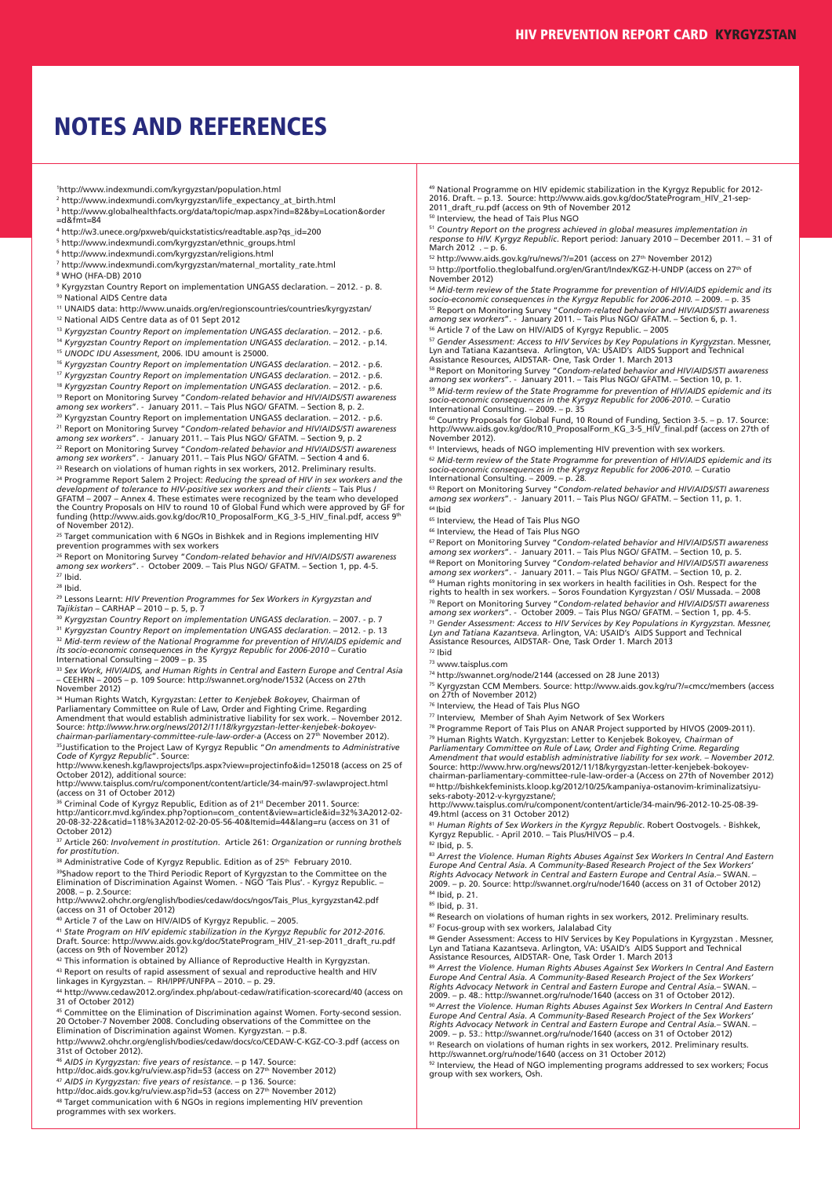# NOTES AND REFERENCES

[1]http://www.indexmundi.com/kyrgyzstan/population.html

[2] http://www.indexmundi.com/kyrgyzstan/life_expectancy_at_birth.html

[3] http://www.globalhealthfacts.org/data/topic/map.aspx?ind=82&by=Location&order=d&fmt=84

[4] http://w3.unece.org/pxweb/quickstatistics/readtable.asp?qs_id=200

[5] http://www.indexmundi.com/kyrgyzstan/ethnic_groups.html

[6] http://www.indexmundi.com/kyrgyzstan/religions.html

[7] http://www.indexmundi.com/kyrgyzstan/maternal_mortality_rate.html

[8] WHO (HFA-DB) 2010

[9] Kyrgyzstan Country Report on implementation UNGASS declaration. – 2012. - p. 8.

[10] National AIDS Centre data

[11] UNAIDS data: http://www.unaids.org/en/regionscountries/countries/kyrgyzstan/

[12] National AIDS Centre data as of 01 Sept 2012

[13] *Kyrgyzstan Country Report on implementation UNGASS declaration*. – 2012. - p.6.

[14] *Kyrgyzstan Country Report on implementation UNGASS declaration*. – 2012. - p.14.

[15] *UNODC IDU Assessment*, 2006. IDU amount is 25000.

[16] *Kyrgyzstan Country Report on implementation UNGASS declaration*. – 2012. - p.6.

[17] *Kyrgyzstan Country Report on implementation UNGASS declaration*. – 2012. - p.6.

[18] *Kyrgyzstan Country Report on implementation UNGASS declaration*. – 2012. - p.6.

[19] Report on Monitoring Survey "*Condom-related behavior and HIV/AIDS/STI awareness among sex workers*". - January 2011. – Tais Plus NGO/ GFATM. – Section 8, p. 2.

[20] Kyrgyzstan Country Report on implementation UNGASS declaration. – 2012. - p.6.

[21] Report on Monitoring Survey "*Condom-related behavior and HIV/AIDS/STI awareness among sex workers*". - January 2011. – Tais Plus NGO/ GFATM. – Section 9, p. 2

[22] Report on Monitoring Survey "*Condom-related behavior and HIV/AIDS/STI awareness among sex workers*". - January 2011. – Tais Plus NGO/ GFATM. – Section 4 and 6.

[23] Research on violations of human rights in sex workers, 2012. Preliminary results.

[24] Programme Report Salem 2 Project: *Reducing the spread of HIV in sex workers and the development of tolerance to HIV-positive sex workers and their clients* – Tais Plus / GFATM – 2007 – Annex 4. These estimates were recognized by the team who developed the Country Proposals on HIV to round 10 of Global Fund which were approved by GF for funding (http://www.aids.gov.kg/doc/R10_ProposalForm_KG_3-5_HIV_final.pdf, access 9th of November 2012).

[25] Target communication with 6 NGOs in Bishkek and in Regions implementing HIV prevention programmes with sex workers

[26] Report on Monitoring Survey "*Condom-related behavior and HIV/AIDS/STI awareness among sex workers*". - October 2009. – Tais Plus NGO/ GFATM. – Section 1, pp. 4-5.

[27] Ibid.

[28] Ibid.

[29] Lessons Learnt: *HIV Prevention Programmes for Sex Workers in Kyrgyzstan and Tajikistan* – CARHAP – 2010 – p. 5, p. 7

[30] *Kyrgyzstan Country Report on implementation UNGASS declaration*. – 2007. - p. 7

[31] *Kyrgyzstan Country Report on implementation UNGASS declaration*. – 2012. - p. 13

[32] *Mid-term review of the National Programme for prevention of HIV/AIDS epidemic and its socio-economic consequences in the Kyrgyz Republic for 2006-2010* – Curatio International Consulting – 2009 – p. 35

[33] *Sex Work, HIV/AIDS, and Human Rights in Central and Eastern Europe and Central Asia* – CEEHRN – 2005 – p. 109 Source: http://swannet.org/node/1532 (Access on 27th November 2012)

[34] Human Rights Watch, Kyrgyzstan: *Letter to Kenjebek Bokoyev*, Chairman of Parliamentary Committee on Rule of Law, Order and Fighting Crime. Regarding Amendment that would establish administrative liability for sex work. – November 2012. Source: *http://www.hrw.org/news/2012/11/18/kyrgyzstan-letter-kenjebek-bokoyev-chairman-parliamentary-committee-rule-law-order-a* (Access on 27th November 2012).

[35]Justification to the Project Law of Kyrgyz Republic "*On amendments to Administrative Code of Kyrgyz Republic*". Source: http://www.kenesh.kg/lawprojects/lps.aspx?view=projectinfo&id=125018 (access on 25 of October 2012), additional source: http://www.taisplus.com/ru/component/content/article/34-main/97-swlawproject.html (access on 31 of October 2012)

[36] Criminal Code of Kyrgyz Republic, Edition as of 21st December 2011. Source: http://anticorr.mvd.kg/index.php?option=com_content&view=article&id=32%3A2012-02-20-08-32-22&catid=118%3A2012-02-20-05-56-40&Itemid=44&lang=ru (access on 31 of October 2012)

[37] Article 260: *Involvement in prostitution*. Article 261: *Organization or running brothels for prostitution*.

[38] Administrative Code of Kyrgyz Republic. Edition as of 25th February 2010.

[39]Shadow report to the Third Periodic Report of Kyrgyzstan to the Committee on the Elimination of Discrimination Against Women. - NGO 'Tais Plus'. - Kyrgyz Republic. – 2008. – p. 2.Source: http://www2.ohchr.org/english/bodies/cedaw/docs/ngos/Tais_Plus_kyrgyzstan42.pdf (access on 31 of October 2012)

[40] Article 7 of the Law on HIV/AIDS of Kyrgyz Republic. – 2005.

[41] *State Program on HIV epidemic stabilization in the Kyrgyz Republic for 2012-2016*. Draft. Source: http://www.aids.gov.kg/doc/StateProgram_HIV_21-sep-2011_draft_ru.pdf (access on 9th of November 2012)

[42] This information is obtained by Alliance of Reproductive Health in Kyrgyzstan.

[43] Report on results of rapid assessment of sexual and reproductive health and HIV linkages in Kyrgyzstan. – RH/IPPF/UNFPA – 2010. – p. 29.

[44] http://www.cedaw2012.org/index.php/about-cedaw/ratification-scorecard/40 (access on 31 of October 2012)

[45] Committee on the Elimination of Discrimination against Women. Forty-second session. 20 October-7 November 2008. Concluding observations of the Committee on the Elimination of Discrimination against Women. Kyrgyzstan. – p.8. http://www2.ohchr.org/english/bodies/cedaw/docs/co/CEDAW-C-KGZ-CO-3.pdf (access on 31st of October 2012).

[46] *AIDS in Kyrgyzstan: five years of resistance*. – p 147. Source: http://doc.aids.gov.kg/ru/view.asp?id=53 (access on 27th November 2012)

[47] *AIDS in Kyrgyzstan: five years of resistance*. – p 136. Source: http://doc.aids.gov.kg/ru/view.asp?id=53 (access on 27th November 2012)

[48] Target communication with 6 NGOs in regions implementing HIV prevention programmes with sex workers.

[49] National Programme on HIV epidemic stabilization in the Kyrgyz Republic for 2012-2016. Draft. – p.13. Source: http://www.aids.gov.kg/doc/StateProgram_HIV_21-sep-2011_draft_ru.pdf (access on 9th of November 2012

[50] Interview, the head of Tais Plus NGO

[51] *Country Report on the progress achieved in global measures implementation in response to HIV. Kyrgyz Republic*. Report period: January 2010 – December 2011. – 31 of March 2012 . – p. 6.

[52] http://www.aids.gov.kg/ru/news/?/=201 (access on 27th November 2012)

[53] http://portfolio.theglobalfund.org/en/Grant/Index/KGZ-H-UNDP (access on 27th of November 2012)

[54] *Mid-term review of the State Programme for prevention of HIV/AIDS epidemic and its socio-economic consequences in the Kyrgyz Republic for 2006-2010*. – 2009. – p. 35

[55] Report on Monitoring Survey "*Condom-related behavior and HIV/AIDS/STI awareness among sex workers*". - January 2011. – Tais Plus NGO/ GFATM. – Section 6, p. 1.

[56] Article 7 of the Law on HIV/AIDS of Kyrgyz Republic. – 2005

[57] *Gender Assessment: Access to HIV Services by Key Populations in Kyrgyzstan*. Messner, Lyn and Tatiana Kazantseva. Arlington, VA: USAID's AIDS Support and Technical Assistance Resources, AIDSTAR- One, Task Order 1. March 2013

[58] Report on Monitoring Survey "*Condom-related behavior and HIV/AIDS/STI awareness among sex workers*". - January 2011. – Tais Plus NGO/ GFATM. – Section 10, p. 1.

[59] *Mid-term review of the State Programme for prevention of HIV/AIDS epidemic and its socio-economic consequences in the Kyrgyz Republic for 2006-2010*. – Curatio International Consulting. – 2009. – p. 35

[60] Country Proposals for Global Fund, 10 Round of Funding, Section 3-5. – p. 17. Source: http://www.aids.gov.kg/doc/R10_ProposalForm_KG_3-5_HIV_final.pdf (access on 27th of November 2012).

[61] Interviews, heads of NGO implementing HIV prevention with sex workers.

[62] *Mid-term review of the State Programme for prevention of HIV/AIDS epidemic and its socio-economic consequences in the Kyrgyz Republic for 2006-2010*. – Curatio International Consulting. – 2009. – p. 28.

[63] Report on Monitoring Survey "*Condom-related behavior and HIV/AIDS/STI awareness among sex workers*". - January 2011. – Tais Plus NGO/ GFATM. – Section 11, p. 1.

[64] Ibid

[65] Interview, the Head of Tais Plus NGO

[66] Interview, the Head of Tais Plus NGO

[67] Report on Monitoring Survey "*Condom-related behavior and HIV/AIDS/STI awareness among sex workers*". - January 2011. – Tais Plus NGO/ GFATM. – Section 10, p. 5.

[68] Report on Monitoring Survey "*Condom-related behavior and HIV/AIDS/STI awareness among sex workers*". - January 2011. – Tais Plus NGO/ GFATM. – Section 10, p. 2.

[69] Human rights monitoring in sex workers in health facilities in Osh. Respect for the rights to health in sex workers. – Soros Foundation Kyrgyzstan / OSI/ Mussada. – 2008

[70] Report on Monitoring Survey "*Condom-related behavior and HIV/AIDS/STI awareness among sex workers*". - October 2009. – Tais Plus NGO/ GFATM. – Section 1, pp. 4-5.

[71] *Gender Assessment: Access to HIV Services by Key Populations in Kyrgyzstan. Messner, Lyn and Tatiana Kazantseva*. Arlington, VA: USAID's AIDS Support and Technical Assistance Resources, AIDSTAR- One, Task Order 1. March 2013

[72] Ibid

[73] www.taisplus.com

[74] http://swannet.org/node/2144 (accessed on 28 June 2013)

[75] Kyrgyzstan CCM Members. Source: http://www.aids.gov.kg/ru/?/=cmcc/members (access on 27th of November 2012)

[76] Interview, the Head of Tais Plus NGO

[77] Interview, Member of Shah Ayim Network of Sex Workers

[78] Programme Report of Tais Plus on ANAR Project supported by HIVOS (2009-2011).

[79] Human Rights Watch. Kyrgyzstan: Letter to Kenjebek Bokoyev, *Chairman of Parliamentary Committee on Rule of Law, Order and Fighting Crime. Regarding Amendment that would establish administrative liability for sex work. – November 2012.* Source: http://www.hrw.org/news/2012/11/18/kyrgyzstan-letter-kenjebek-bokoyev-chairman-parliamentary-committee-rule-law-order-a (Access on 27th of November 2012)

[80] http://bishkekfeminists.kloop.kg/2012/10/25/kampaniya-ostanovim-kriminalizatsiyu-seks-raboty-2012-v-kyrgyzstane/; http://www.taisplus.com/ru/component/content/article/34-main/96-2012-10-25-08-39-49.html (access on 31 October 2012)

[81] *Human Rights of Sex Workers in the Kyrgyz Republic*. Robert Oostvogels. - Bishkek, Kyrgyz Republic. - April 2010. – Tais Plus/HIVOS – p.4.

[82] Ibid, p. 5.

[83] *Arrest the Violence. Human Rights Abuses Against Sex Workers In Central And Eastern Europe And Central Asia. A Community-Based Research Project of the Sex Workers' Rights Advocacy Network in Central and Eastern Europe and Central Asia*.– SWAN. – 2009. – p. 20. Source: http://swannet.org/ru/node/1640 (access on 31 of October 2012)

[84] Ibid, p. 21.

[85] Ibid, p. 31.

[86] Research on violations of human rights in sex workers, 2012. Preliminary results.

[87] Focus-group with sex workers, Jalalabad City

[88] Gender Assessment: Access to HIV Services by Key Populations in Kyrgyzstan . Messner, Lyn and Tatiana Kazantseva. Arlington, VA: USAID's AIDS Support and Technical Assistance Resources, AIDSTAR- One, Task Order 1. March 2013

[89] *Arrest the Violence. Human Rights Abuses Against Sex Workers In Central And Eastern Europe And Central Asia. A Community-Based Research Project of the Sex Workers' Rights Advocacy Network in Central and Eastern Europe and Central Asia*.– SWAN. – 2009. – p. 48.: http://swannet.org/ru/node/1640 (access on 31 of October 2012).

[90] *Arrest the Violence. Human Rights Abuses Against Sex Workers In Central And Eastern Europe And Central Asia. A Community-Based Research Project of the Sex Workers' Rights Advocacy Network in Central and Eastern Europe and Central Asia*.– SWAN. – 2009. – p. 53.: http://swannet.org/ru/node/1640 (access on 31 of October 2012)

[91] Research on violations of human rights in sex workers, 2012. Preliminary results. http://swannet.org/ru/node/1640 (access on 31 October 2012)

[92] Interview, the Head of NGO implementing programs addressed to sex workers; Focus group with sex workers, Osh.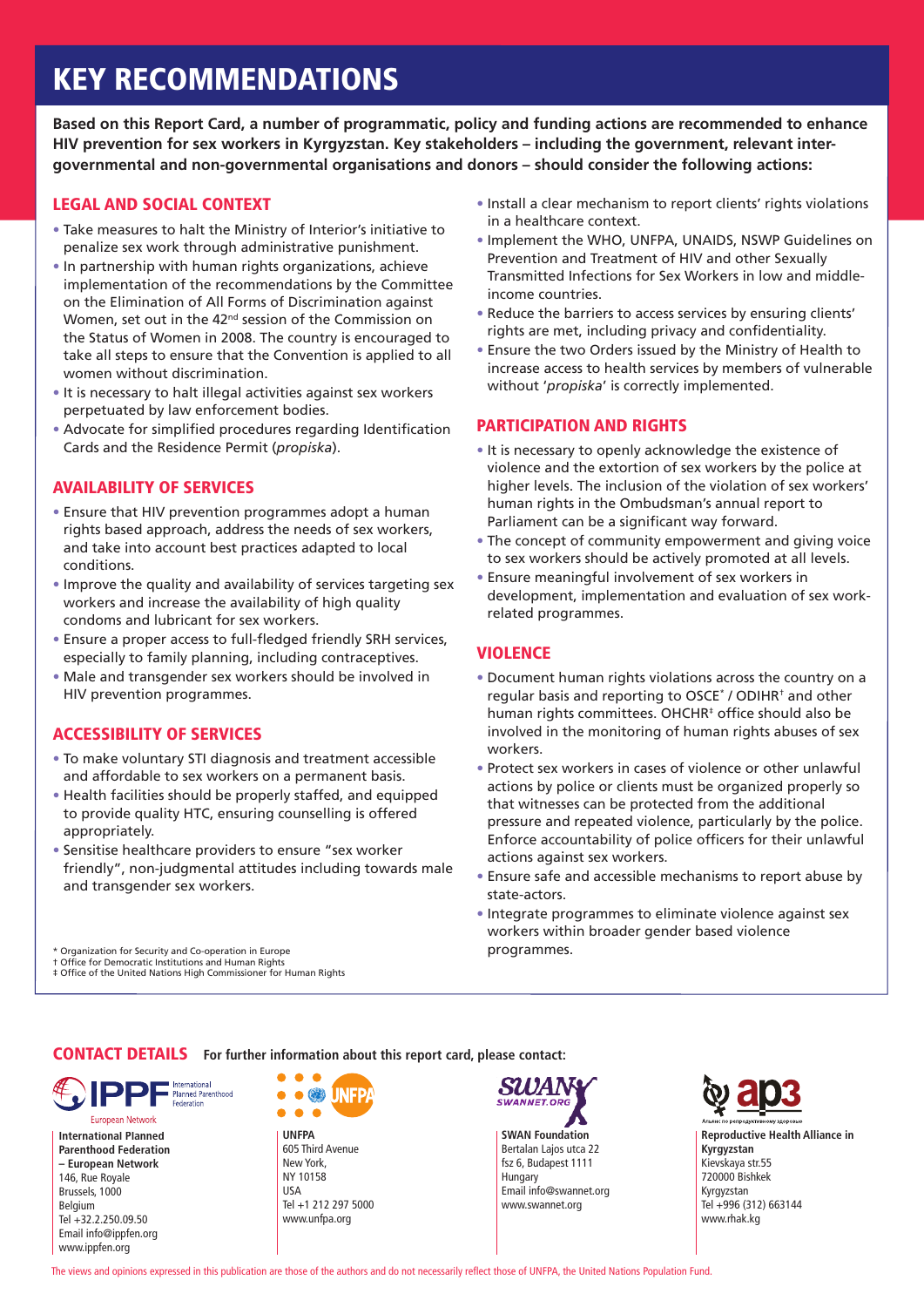# KEY RECOMMENDATIONS

**Based on this Report Card, a number of programmatic, policy and funding actions are recommended to enhance HIV prevention for sex workers in Kyrgyzstan. Key stakeholders – including the government, relevant inter-governmental and non-governmental organisations and donors – should consider the following actions:**

## LEGAL AND SOCIAL CONTEXT

- Take measures to halt the Ministry of Interior's initiative to penalize sex work through administrative punishment.
- In partnership with human rights organizations, achieve implementation of the recommendations by the Committee on the Elimination of All Forms of Discrimination against Women, set out in the 42nd session of the Commission on the Status of Women in 2008. The country is encouraged to take all steps to ensure that the Convention is applied to all women without discrimination.
- It is necessary to halt illegal activities against sex workers perpetuated by law enforcement bodies.
- Advocate for simplified procedures regarding Identification Cards and the Residence Permit (*propiska*).

## AVAILABILITY OF SERVICES

- Ensure that HIV prevention programmes adopt a human rights based approach, address the needs of sex workers, and take into account best practices adapted to local conditions.
- Improve the quality and availability of services targeting sex workers and increase the availability of high quality condoms and lubricant for sex workers.
- Ensure a proper access to full-fledged friendly SRH services, especially to family planning, including contraceptives.
- Male and transgender sex workers should be involved in HIV prevention programmes.

## ACCESSIBILITY OF SERVICES

- To make voluntary STI diagnosis and treatment accessible and affordable to sex workers on a permanent basis.
- Health facilities should be properly staffed, and equipped to provide quality HTC, ensuring counselling is offered appropriately.
- Sensitise healthcare providers to ensure "sex worker friendly", non-judgmental attitudes including towards male and transgender sex workers.
- Install a clear mechanism to report clients' rights violations in a healthcare context.
- Implement the WHO, UNFPA, UNAIDS, NSWP Guidelines on Prevention and Treatment of HIV and other Sexually Transmitted Infections for Sex Workers in low and middle-income countries.
- Reduce the barriers to access services by ensuring clients' rights are met, including privacy and confidentiality.
- Ensure the two Orders issued by the Ministry of Health to increase access to health services by members of vulnerable without '*propiska*' is correctly implemented.

## PARTICIPATION AND RIGHTS

- It is necessary to openly acknowledge the existence of violence and the extortion of sex workers by the police at higher levels. The inclusion of the violation of sex workers' human rights in the Ombudsman's annual report to Parliament can be a significant way forward.
- The concept of community empowerment and giving voice to sex workers should be actively promoted at all levels.
- Ensure meaningful involvement of sex workers in development, implementation and evaluation of sex work-related programmes.

## VIOLENCE

- Document human rights violations across the country on a regular basis and reporting to OSCE* / ODIHR† and other human rights committees. OHCHR‡ office should also be involved in the monitoring of human rights abuses of sex workers.
- Protect sex workers in cases of violence or other unlawful actions by police or clients must be organized properly so that witnesses can be protected from the additional pressure and repeated violence, particularly by the police. Enforce accountability of police officers for their unlawful actions against sex workers.
- Ensure safe and accessible mechanisms to report abuse by state-actors.
- Integrate programmes to eliminate violence against sex workers within broader gender based violence programmes.

\* Organization for Security and Co-operation in Europe
† Office for Democratic Institutions and Human Rights
‡ Office of the United Nations High Commissioner for Human Rights

## CONTACT DETAILS

**For further information about this report card, please contact:**

**International Planned Parenthood Federation – European Network**
146, Rue Royale
Brussels, 1000
Belgium
Tel +32.2.250.09.50
Email info@ippfen.org
www.ippfen.org

**UNFPA**
605 Third Avenue
New York,
NY 10158
USA
Tel +1 212 297 5000
www.unfpa.org

**SWAN Foundation**
Bertalan Lajos utca 22
fsz 6, Budapest 1111
Hungary
Email info@swannet.org
www.swannet.org

**Reproductive Health Alliance in Kyrgyzstan**
Kievskaya str.55
720000 Bishkek
Kyrgyzstan
Tel +996 (312) 663144
www.rhak.kg

The views and opinions expressed in this publication are those of the authors and do not necessarily reflect those of UNFPA, the United Nations Population Fund.